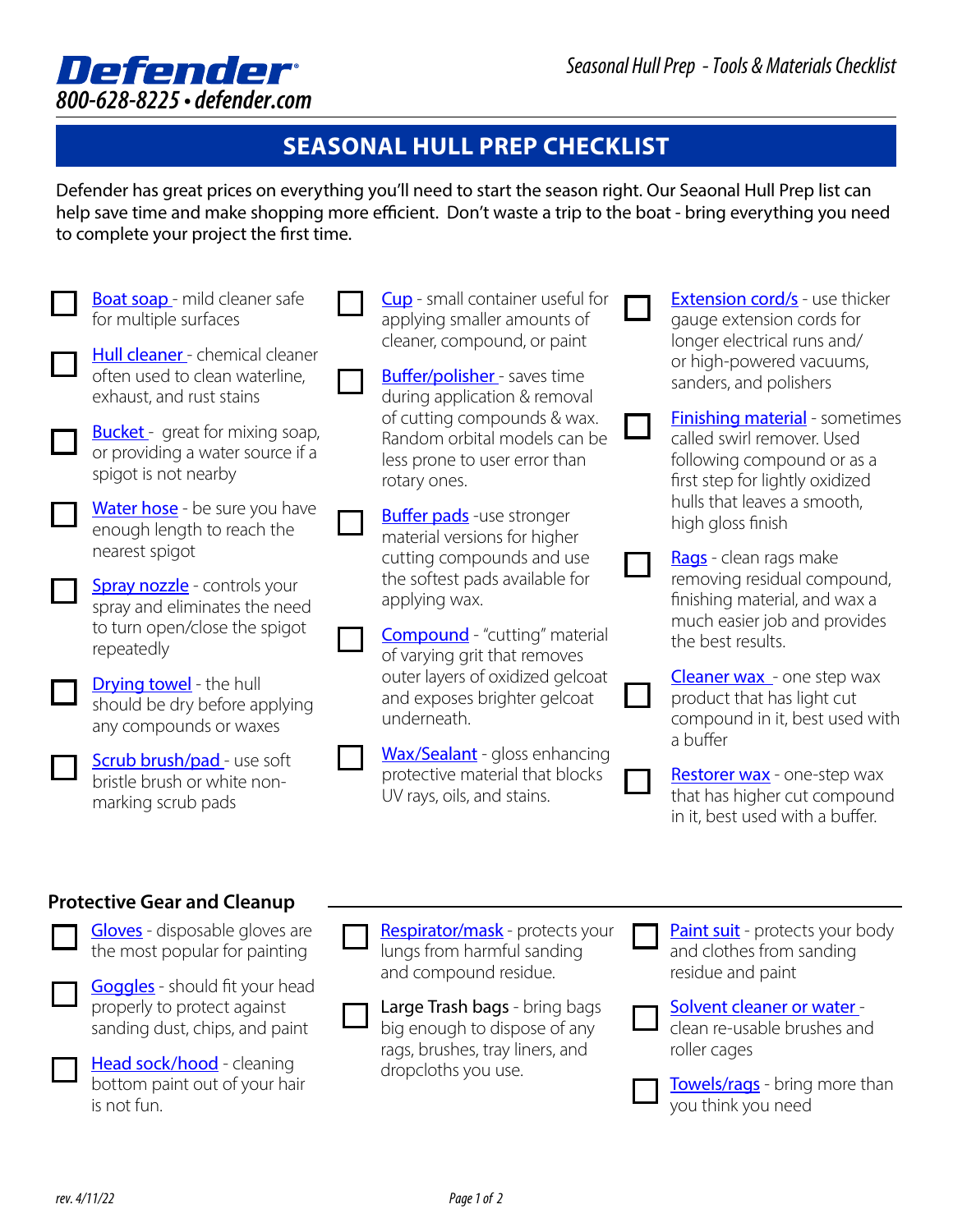**Defender**
**800-628-8225 • defender.com**

*Seasonal Hull Prep - Tools & Materials Checklist*

# SEASONAL HULL PREP CHECKLIST

Defender has great prices on everything you'll need to start the season right. Our Seaonal Hull Prep list can help save time and make shopping more efficient. Don't waste a trip to the boat - bring everything you need to complete your project the first time.

- ☐ Boat soap - mild cleaner safe for multiple surfaces
- ☐ Hull cleaner - chemical cleaner often used to clean waterline, exhaust, and rust stains
- ☐ Bucket - great for mixing soap, or providing a water source if a spigot is not nearby
- ☐ Water hose - be sure you have enough length to reach the nearest spigot
- ☐ Spray nozzle - controls your spray and eliminates the need to turn open/close the spigot repeatedly
- ☐ Drying towel - the hull should be dry before applying any compounds or waxes
- ☐ Scrub brush/pad - use soft bristle brush or white non-marking scrub pads
- ☐ Cup - small container useful for applying smaller amounts of cleaner, compound, or paint
- ☐ Buffer/polisher - saves time during application & removal of cutting compounds & wax. Random orbital models can be less prone to user error than rotary ones.
- ☐ Buffer pads -use stronger material versions for higher cutting compounds and use the softest pads available for applying wax.
- ☐ Compound - "cutting" material of varying grit that removes outer layers of oxidized gelcoat and exposes brighter gelcoat underneath.
- ☐ Wax/Sealant - gloss enhancing protective material that blocks UV rays, oils, and stains.
- ☐ Extension cord/s - use thicker gauge extension cords for longer electrical runs and/or high-powered vacuums, sanders, and polishers
- ☐ Finishing material - sometimes called swirl remover. Used following compound or as a first step for lightly oxidized hulls that leaves a smooth, high gloss finish
- ☐ Rags - clean rags make removing residual compound, finishing material, and wax a much easier job and provides the best results.
- ☐ Cleaner wax - one step wax product that has light cut compound in it, best used with a buffer
- ☐ Restorer wax - one-step wax that has higher cut compound in it, best used with a buffer.

## Protective Gear and Cleanup

- ☐ Gloves - disposable gloves are the most popular for painting
- ☐ Goggles - should fit your head properly to protect against sanding dust, chips, and paint
- ☐ Head sock/hood - cleaning bottom paint out of your hair is not fun.
- ☐ Respirator/mask - protects your lungs from harmful sanding and compound residue.
- ☐ Large Trash bags - bring bags big enough to dispose of any rags, brushes, tray liners, and dropcloths you use.
- ☐ Paint suit - protects your body and clothes from sanding residue and paint
- ☐ Solvent cleaner or water - clean re-usable brushes and roller cages
- ☐ Towels/rags - bring more than you think you need

*rev. 4/11/22*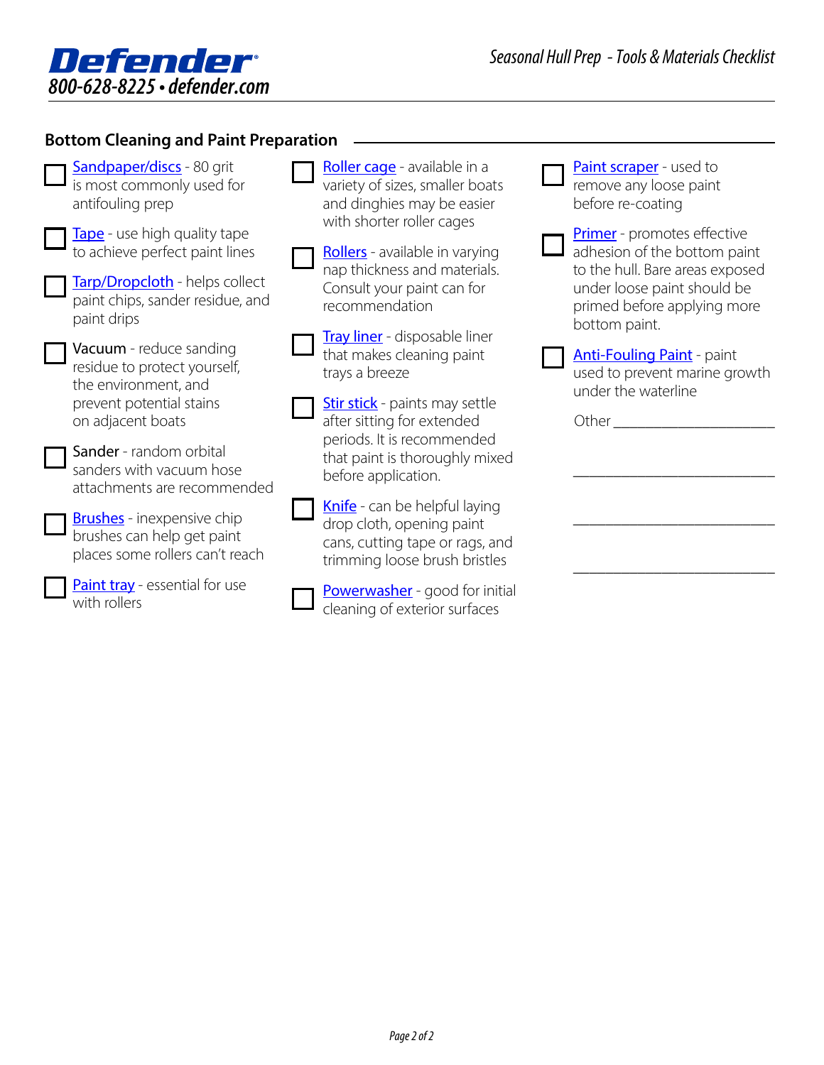## Bottom Cleaning and Paint Preparation

- [ ] Sandpaper/discs - 80 grit is most commonly used for antifouling prep
- [ ] Tape - use high quality tape to achieve perfect paint lines
- [ ] Tarp/Dropcloth - helps collect paint chips, sander residue, and paint drips
- [ ] **Vacuum** - reduce sanding residue to protect yourself, the environment, and prevent potential stains on adjacent boats
- [ ] **Sander** - random orbital sanders with vacuum hose attachments are recommended
- [ ] Brushes - inexpensive chip brushes can help get paint places some rollers can't reach
- [ ] Paint tray - essential for use with rollers
- [ ] Roller cage - available in a variety of sizes, smaller boats and dinghies may be easier with shorter roller cages
- [ ] Rollers - available in varying nap thickness and materials. Consult your paint can for recommendation
- [ ] Tray liner - disposable liner that makes cleaning paint trays a breeze
- [ ] Stir stick - paints may settle after sitting for extended periods. It is recommended that paint is thoroughly mixed before application.
- [ ] Knife - can be helpful laying drop cloth, opening paint cans, cutting tape or rags, and trimming loose brush bristles
- [ ] Powerwasher - good for initial cleaning of exterior surfaces
- [ ] Paint scraper - used to remove any loose paint before re-coating
- [ ] Primer - promotes effective adhesion of the bottom paint to the hull. Bare areas exposed under loose paint should be primed before applying more bottom paint.
- [ ] Anti-Fouling Paint - paint used to prevent marine growth under the waterline

Other ____________________

____________________

____________________

____________________